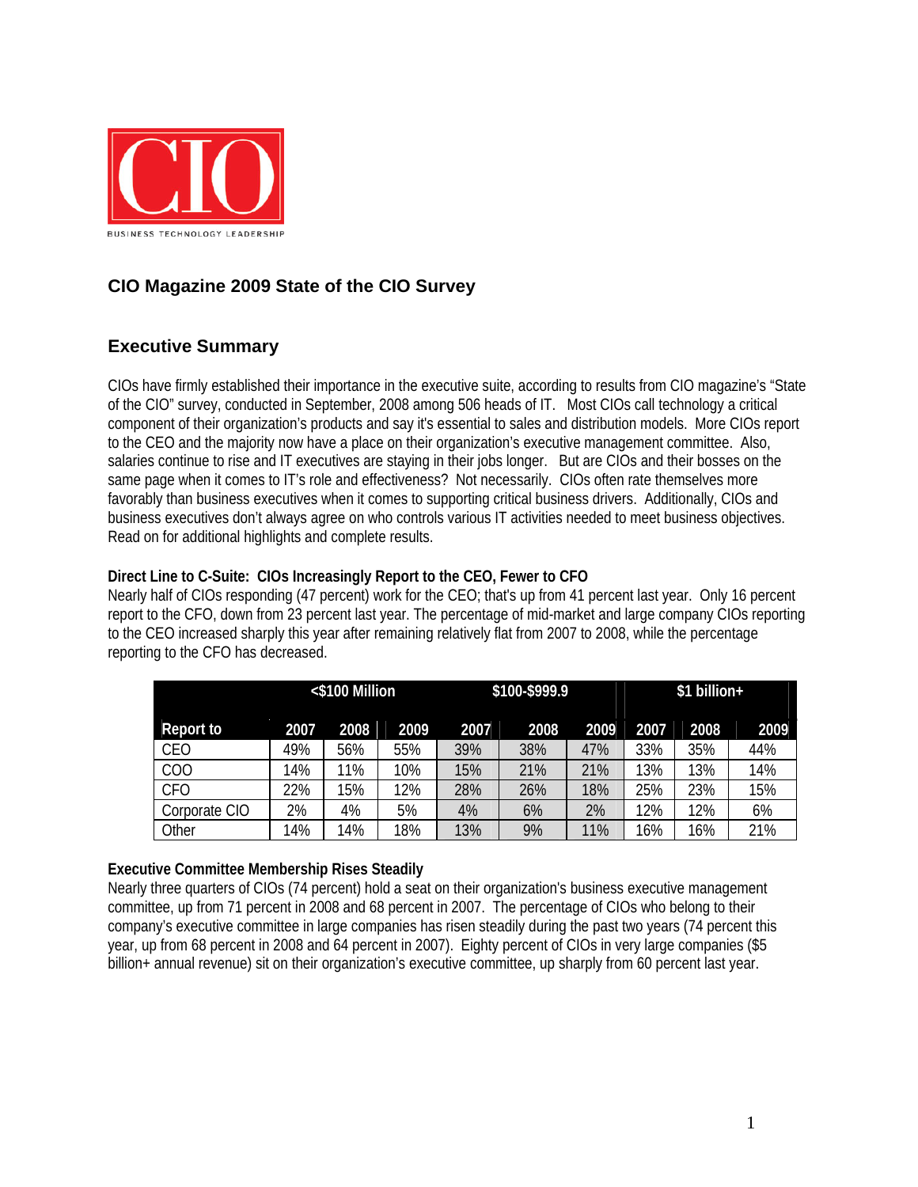CIO

BUSINESS TECHNOLOGY LEADERSHIP

## CIO Magazine 2009 State of the CIO Survey

## Executive Summary

CIOs have firmly established their importance in the executive suite, according to results from CIO magazine's "State of the CIO" survey, conducted in September, 2008 among 506 heads of IT. Most CIOs call technology a critical component of their organization's products and say it's essential to sales and distribution models. More CIOs report to the CEO and the majority now have a place on their organization's executive management committee. Also, salaries continue to rise and IT executives are staying in their jobs longer. But are CIOs and their bosses on the same page when it comes to IT's role and effectiveness? Not necessarily. CIOs often rate themselves more favorably than business executives when it comes to supporting critical business drivers. Additionally, CIOs and business executives don't always agree on who controls various IT activities needed to meet business objectives. Read on for additional highlights and complete results.

**Direct Line to C-Suite: CIOs Increasingly Report to the CEO, Fewer to CFO**

Nearly half of CIOs responding (47 percent) work for the CEO; that's up from 41 percent last year. Only 16 percent report to the CFO, down from 23 percent last year. The percentage of mid-market and large company CIOs reporting to the CEO increased sharply this year after remaining relatively flat from 2007 to 2008, while the percentage reporting to the CFO has decreased.

| | <$100 Million | | | $100-$999.9 | | | $1 billion+ | | |
|---|---|---|---|---|---|---|---|---|---|
| Report to | 2007 | 2008 | 2009 | 2007 | 2008 | 2009 | 2007 | 2008 | 2009 |
| CEO | 49% | 56% | 55% | 39% | 38% | 47% | 33% | 35% | 44% |
| COO | 14% | 11% | 10% | 15% | 21% | 21% | 13% | 13% | 14% |
| CFO | 22% | 15% | 12% | 28% | 26% | 18% | 25% | 23% | 15% |
| Corporate CIO | 2% | 4% | 5% | 4% | 6% | 2% | 12% | 12% | 6% |
| Other | 14% | 14% | 18% | 13% | 9% | 11% | 16% | 16% | 21% |

**Executive Committee Membership Rises Steadily**

Nearly three quarters of CIOs (74 percent) hold a seat on their organization's business executive management committee, up from 71 percent in 2008 and 68 percent in 2007. The percentage of CIOs who belong to their company's executive committee in large companies has risen steadily during the past two years (74 percent this year, up from 68 percent in 2008 and 64 percent in 2007). Eighty percent of CIOs in very large companies ($5 billion+ annual revenue) sit on their organization's executive committee, up sharply from 60 percent last year.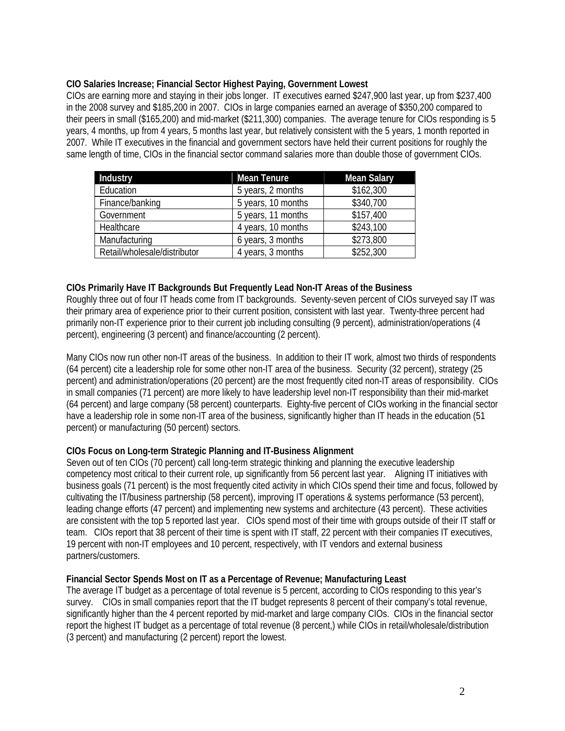**CIO Salaries Increase; Financial Sector Highest Paying, Government Lowest**

CIOs are earning more and staying in their jobs longer. IT executives earned $247,900 last year, up from $237,400 in the 2008 survey and $185,200 in 2007. CIOs in large companies earned an average of $350,200 compared to their peers in small ($165,200) and mid-market ($211,300) companies. The average tenure for CIOs responding is 5 years, 4 months, up from 4 years, 5 months last year, but relatively consistent with the 5 years, 1 month reported in 2007. While IT executives in the financial and government sectors have held their current positions for roughly the same length of time, CIOs in the financial sector command salaries more than double those of government CIOs.

| Industry | Mean Tenure | Mean Salary |
|---|---|---|
| Education | 5 years, 2 months | $162,300 |
| Finance/banking | 5 years, 10 months | $340,700 |
| Government | 5 years, 11 months | $157,400 |
| Healthcare | 4 years, 10 months | $243,100 |
| Manufacturing | 6 years, 3 months | $273,800 |
| Retail/wholesale/distributor | 4 years, 3 months | $252,300 |

**CIOs Primarily Have IT Backgrounds But Frequently Lead Non-IT Areas of the Business**

Roughly three out of four IT heads come from IT backgrounds. Seventy-seven percent of CIOs surveyed say IT was their primary area of experience prior to their current position, consistent with last year. Twenty-three percent had primarily non-IT experience prior to their current job including consulting (9 percent), administration/operations (4 percent), engineering (3 percent) and finance/accounting (2 percent).

Many CIOs now run other non-IT areas of the business. In addition to their IT work, almost two thirds of respondents (64 percent) cite a leadership role for some other non-IT area of the business. Security (32 percent), strategy (25 percent) and administration/operations (20 percent) are the most frequently cited non-IT areas of responsibility. CIOs in small companies (71 percent) are more likely to have leadership level non-IT responsibility than their mid-market (64 percent) and large company (58 percent) counterparts. Eighty-five percent of CIOs working in the financial sector have a leadership role in some non-IT area of the business, significantly higher than IT heads in the education (51 percent) or manufacturing (50 percent) sectors.

**CIOs Focus on Long-term Strategic Planning and IT-Business Alignment**

Seven out of ten CIOs (70 percent) call long-term strategic thinking and planning the executive leadership competency most critical to their current role, up significantly from 56 percent last year. Aligning IT initiatives with business goals (71 percent) is the most frequently cited activity in which CIOs spend their time and focus, followed by cultivating the IT/business partnership (58 percent), improving IT operations & systems performance (53 percent), leading change efforts (47 percent) and implementing new systems and architecture (43 percent). These activities are consistent with the top 5 reported last year. CIOs spend most of their time with groups outside of their IT staff or team. CIOs report that 38 percent of their time is spent with IT staff, 22 percent with their companies IT executives, 19 percent with non-IT employees and 10 percent, respectively, with IT vendors and external business partners/customers.

**Financial Sector Spends Most on IT as a Percentage of Revenue; Manufacturing Least**

The average IT budget as a percentage of total revenue is 5 percent, according to CIOs responding to this year's survey. CIOs in small companies report that the IT budget represents 8 percent of their company's total revenue, significantly higher than the 4 percent reported by mid-market and large company CIOs. CIOs in the financial sector report the highest IT budget as a percentage of total revenue (8 percent,) while CIOs in retail/wholesale/distribution (3 percent) and manufacturing (2 percent) report the lowest.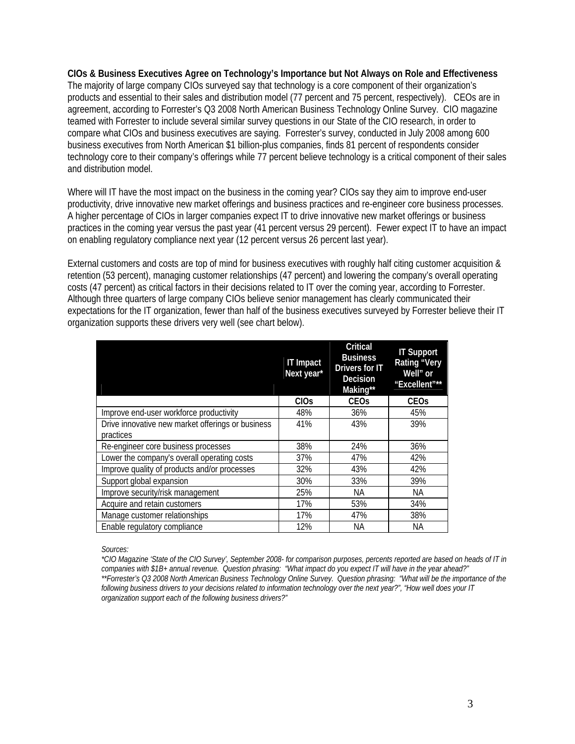**CIOs & Business Executives Agree on Technology's Importance but Not Always on Role and Effectiveness**

The majority of large company CIOs surveyed say that technology is a core component of their organization's products and essential to their sales and distribution model (77 percent and 75 percent, respectively). CEOs are in agreement, according to Forrester's Q3 2008 North American Business Technology Online Survey. CIO magazine teamed with Forrester to include several similar survey questions in our State of the CIO research, in order to compare what CIOs and business executives are saying. Forrester's survey, conducted in July 2008 among 600 business executives from North American $1 billion-plus companies, finds 81 percent of respondents consider technology core to their company's offerings while 77 percent believe technology is a critical component of their sales and distribution model.

Where will IT have the most impact on the business in the coming year? CIOs say they aim to improve end-user productivity, drive innovative new market offerings and business practices and re-engineer core business processes. A higher percentage of CIOs in larger companies expect IT to drive innovative new market offerings or business practices in the coming year versus the past year (41 percent versus 29 percent). Fewer expect IT to have an impact on enabling regulatory compliance next year (12 percent versus 26 percent last year).

External customers and costs are top of mind for business executives with roughly half citing customer acquisition & retention (53 percent), managing customer relationships (47 percent) and lowering the company's overall operating costs (47 percent) as critical factors in their decisions related to IT over the coming year, according to Forrester. Although three quarters of large company CIOs believe senior management has clearly communicated their expectations for the IT organization, fewer than half of the business executives surveyed by Forrester believe their IT organization supports these drivers very well (see chart below).

| | IT Impact Next year* | Critical Business Drivers for IT Decision Making** | IT Support Rating "Very Well" or "Excellent"** |
|---|---|---|---|
| | CIOs | CEOs | CEOs |
| Improve end-user workforce productivity | 48% | 36% | 45% |
| Drive innovative new market offerings or business practices | 41% | 43% | 39% |
| Re-engineer core business processes | 38% | 24% | 36% |
| Lower the company's overall operating costs | 37% | 47% | 42% |
| Improve quality of products and/or processes | 32% | 43% | 42% |
| Support global expansion | 30% | 33% | 39% |
| Improve security/risk management | 25% | NA | NA |
| Acquire and retain customers | 17% | 53% | 34% |
| Manage customer relationships | 17% | 47% | 38% |
| Enable regulatory compliance | 12% | NA | NA |

*Sources:*

*\*CIO Magazine 'State of the CIO Survey', September 2008- for comparison purposes, percents reported are based on heads of IT in companies with $1B+ annual revenue. Question phrasing: "What impact do you expect IT will have in the year ahead?"*

*\*\*Forrester's Q3 2008 North American Business Technology Online Survey. Question phrasing: "What will be the importance of the following business drivers to your decisions related to information technology over the next year?", "How well does your IT organization support each of the following business drivers?"*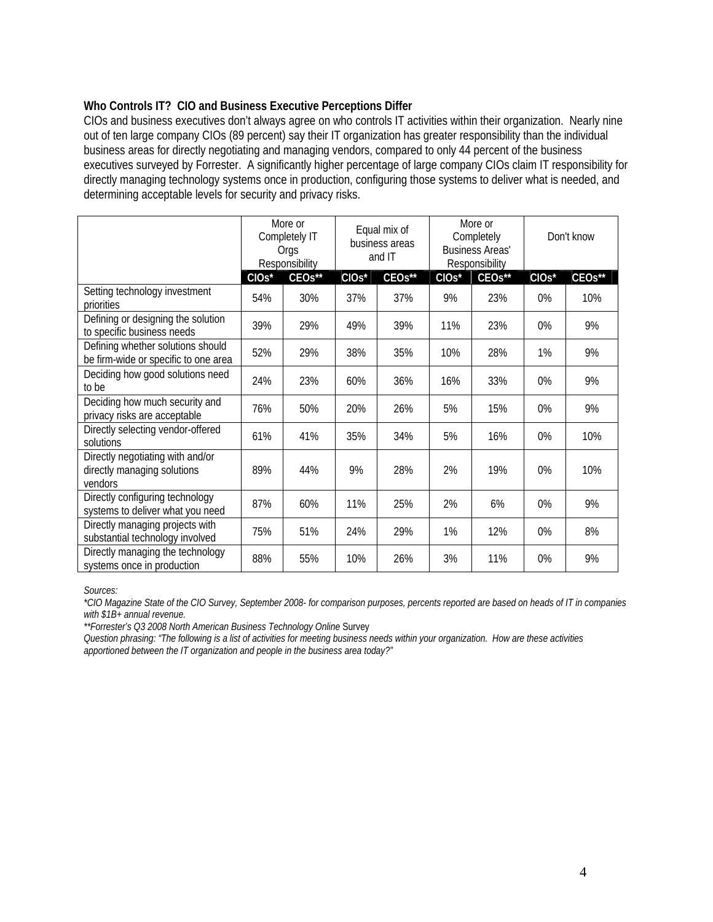**Who Controls IT? CIO and Business Executive Perceptions Differ**

CIOs and business executives don't always agree on who controls IT activities within their organization. Nearly nine out of ten large company CIOs (89 percent) say their IT organization has greater responsibility than the individual business areas for directly negotiating and managing vendors, compared to only 44 percent of the business executives surveyed by Forrester. A significantly higher percentage of large company CIOs claim IT responsibility for directly managing technology systems once in production, configuring those systems to deliver what is needed, and determining acceptable levels for security and privacy risks.

| | More or Completely IT Orgs Responsibility | | Equal mix of business areas and IT | | More or Completely Business Areas' Responsibility | | Don't know | |
|---|---|---|---|---|---|---|---|---|
| | CIOs* | CEOs** | CIOs* | CEOs** | CIOs* | CEOs** | CIOs* | CEOs** |
| Setting technology investment priorities | 54% | 30% | 37% | 37% | 9% | 23% | 0% | 10% |
| Defining or designing the solution to specific business needs | 39% | 29% | 49% | 39% | 11% | 23% | 0% | 9% |
| Defining whether solutions should be firm-wide or specific to one area | 52% | 29% | 38% | 35% | 10% | 28% | 1% | 9% |
| Deciding how good solutions need to be | 24% | 23% | 60% | 36% | 16% | 33% | 0% | 9% |
| Deciding how much security and privacy risks are acceptable | 76% | 50% | 20% | 26% | 5% | 15% | 0% | 9% |
| Directly selecting vendor-offered solutions | 61% | 41% | 35% | 34% | 5% | 16% | 0% | 10% |
| Directly negotiating with and/or directly managing solutions vendors | 89% | 44% | 9% | 28% | 2% | 19% | 0% | 10% |
| Directly configuring technology systems to deliver what you need | 87% | 60% | 11% | 25% | 2% | 6% | 0% | 9% |
| Directly managing projects with substantial technology involved | 75% | 51% | 24% | 29% | 1% | 12% | 0% | 8% |
| Directly managing the technology systems once in production | 88% | 55% | 10% | 26% | 3% | 11% | 0% | 9% |

*Sources:*

**CIO Magazine State of the CIO Survey, September 2008- for comparison purposes, percents reported are based on heads of IT in companies with $1B+ annual revenue.*

***Forrester's Q3 2008 North American Business Technology Online* Survey

*Question phrasing: "The following is a list of activities for meeting business needs within your organization. How are these activities apportioned between the IT organization and people in the business area today?"*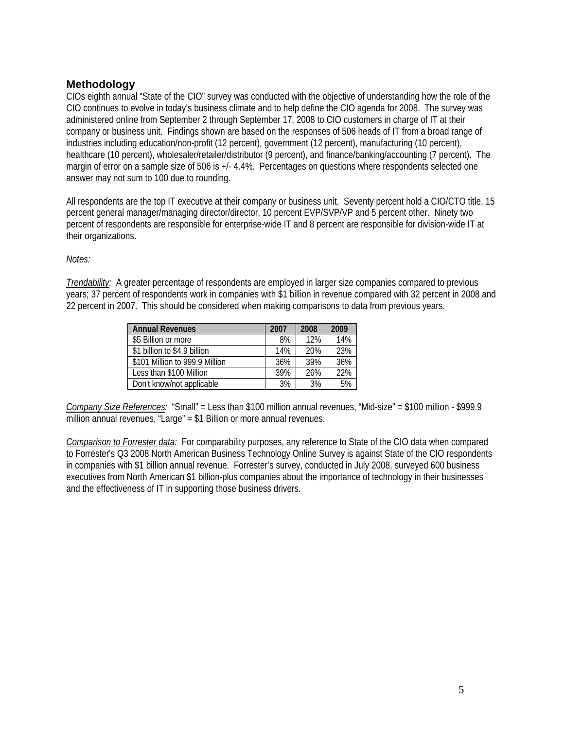## Methodology

CIOs eighth annual "State of the CIO" survey was conducted with the objective of understanding how the role of the CIO continues to evolve in today's business climate and to help define the CIO agenda for 2008. The survey was administered online from September 2 through September 17, 2008 to CIO customers in charge of IT at their company or business unit. Findings shown are based on the responses of 506 heads of IT from a broad range of industries including education/non-profit (12 percent), government (12 percent), manufacturing (10 percent), healthcare (10 percent), wholesaler/retailer/distributor (9 percent), and finance/banking/accounting (7 percent). The margin of error on a sample size of 506 is +/- 4.4%. Percentages on questions where respondents selected one answer may not sum to 100 due to rounding.

All respondents are the top IT executive at their company or business unit. Seventy percent hold a CIO/CTO title, 15 percent general manager/managing director/director, 10 percent EVP/SVP/VP and 5 percent other. Ninety two percent of respondents are responsible for enterprise-wide IT and 8 percent are responsible for division-wide IT at their organizations.

*Notes:*

*Trendability:* A greater percentage of respondents are employed in larger size companies compared to previous years; 37 percent of respondents work in companies with $1 billion in revenue compared with 32 percent in 2008 and 22 percent in 2007. This should be considered when making comparisons to data from previous years.

| Annual Revenues | 2007 | 2008 | 2009 |
|---|---|---|---|
| $5 Billion or more | 8% | 12% | 14% |
| $1 billion to $4.9 billion | 14% | 20% | 23% |
| $101 Million to 999.9 Million | 36% | 39% | 36% |
| Less than $100 Million | 39% | 26% | 22% |
| Don't know/not applicable | 3% | 3% | 5% |

*Company Size References:* "Small" = Less than $100 million annual revenues, "Mid-size" = $100 million - $999.9 million annual revenues, "Large" = $1 Billion or more annual revenues.

*Comparison to Forrester data:* For comparability purposes, any reference to State of the CIO data when compared to Forrester's Q3 2008 North American Business Technology Online Survey is against State of the CIO respondents in companies with $1 billion annual revenue. Forrester's survey, conducted in July 2008, surveyed 600 business executives from North American $1 billion-plus companies about the importance of technology in their businesses and the effectiveness of IT in supporting those business drivers.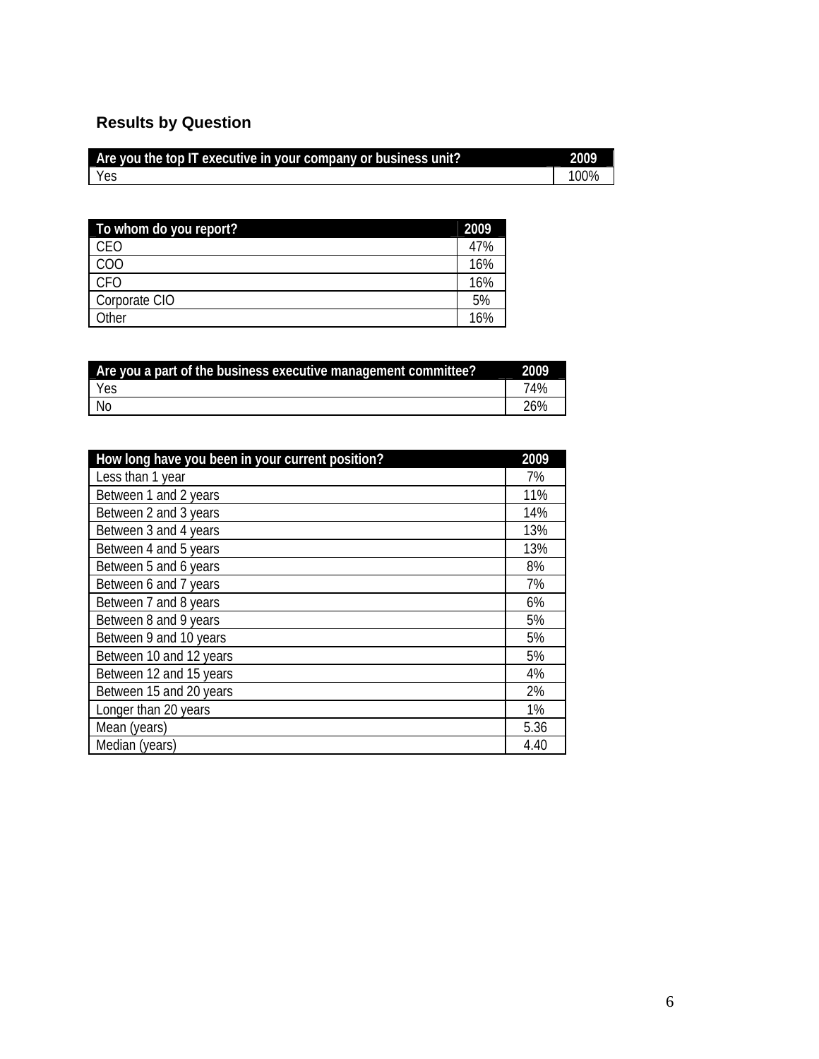## Results by Question

| Are you the top IT executive in your company or business unit? | 2009 |
|---|---|
| Yes | 100% |

| To whom do you report? | 2009 |
|---|---|
| CEO | 47% |
| COO | 16% |
| CFO | 16% |
| Corporate CIO | 5% |
| Other | 16% |

| Are you a part of the business executive management committee? | 2009 |
|---|---|
| Yes | 74% |
| No | 26% |

| How long have you been in your current position? | 2009 |
|---|---|
| Less than 1 year | 7% |
| Between 1 and 2 years | 11% |
| Between 2 and 3 years | 14% |
| Between 3 and 4 years | 13% |
| Between 4 and 5 years | 13% |
| Between 5 and 6 years | 8% |
| Between 6 and 7 years | 7% |
| Between 7 and 8 years | 6% |
| Between 8 and 9 years | 5% |
| Between 9 and 10 years | 5% |
| Between 10 and 12 years | 5% |
| Between 12 and 15 years | 4% |
| Between 15 and 20 years | 2% |
| Longer than 20 years | 1% |
| Mean (years) | 5.36 |
| Median (years) | 4.40 |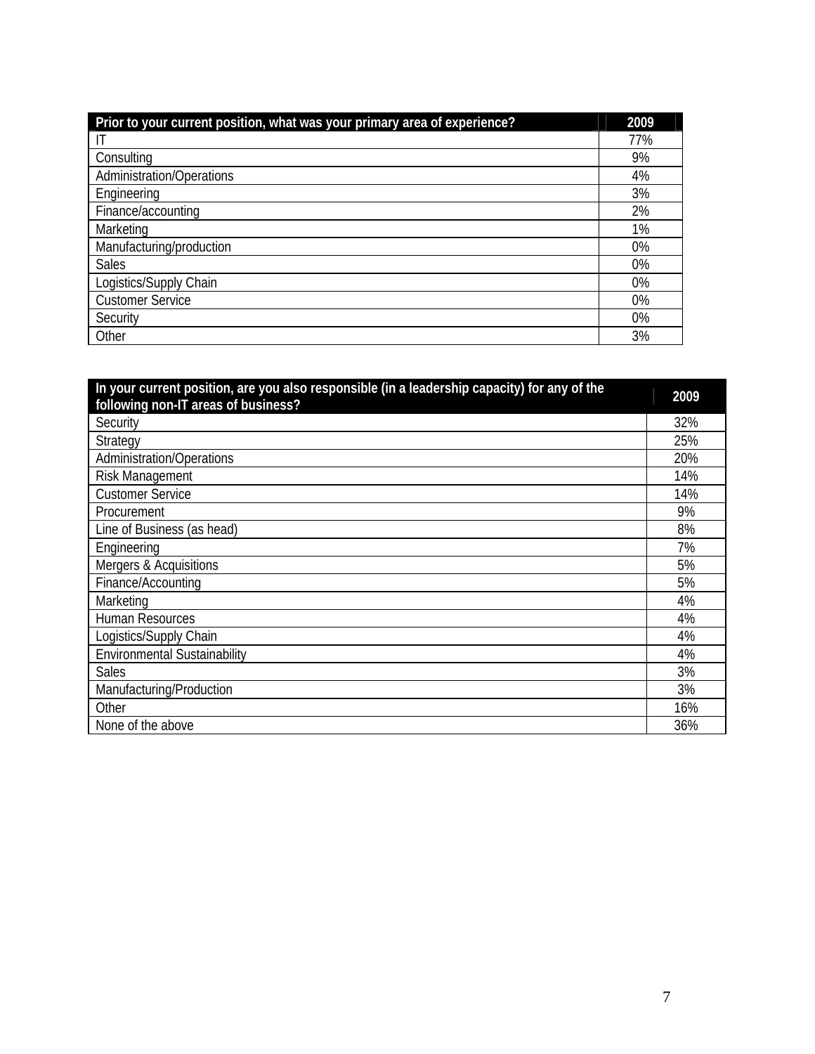| Prior to your current position, what was your primary area of experience? | 2009 |
| --- | --- |
| IT | 77% |
| Consulting | 9% |
| Administration/Operations | 4% |
| Engineering | 3% |
| Finance/accounting | 2% |
| Marketing | 1% |
| Manufacturing/production | 0% |
| Sales | 0% |
| Logistics/Supply Chain | 0% |
| Customer Service | 0% |
| Security | 0% |
| Other | 3% |

| In your current position, are you also responsible (in a leadership capacity) for any of the following non-IT areas of business? | 2009 |
| --- | --- |
| Security | 32% |
| Strategy | 25% |
| Administration/Operations | 20% |
| Risk Management | 14% |
| Customer Service | 14% |
| Procurement | 9% |
| Line of Business (as head) | 8% |
| Engineering | 7% |
| Mergers & Acquisitions | 5% |
| Finance/Accounting | 5% |
| Marketing | 4% |
| Human Resources | 4% |
| Logistics/Supply Chain | 4% |
| Environmental Sustainability | 4% |
| Sales | 3% |
| Manufacturing/Production | 3% |
| Other | 16% |
| None of the above | 36% |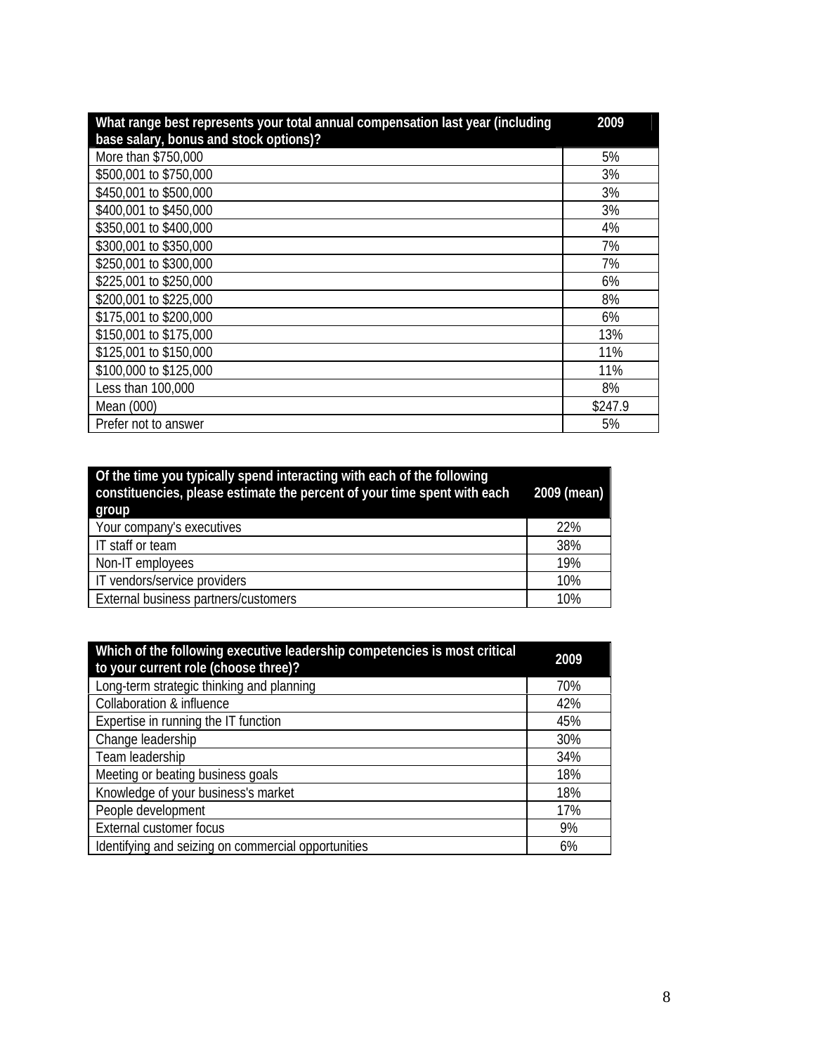| What range best represents your total annual compensation last year (including base salary, bonus and stock options)? | 2009 |
|---|---|
| More than $750,000 | 5% |
| $500,001 to $750,000 | 3% |
| $450,001 to $500,000 | 3% |
| $400,001 to $450,000 | 3% |
| $350,001 to $400,000 | 4% |
| $300,001 to $350,000 | 7% |
| $250,001 to $300,000 | 7% |
| $225,001 to $250,000 | 6% |
| $200,001 to $225,000 | 8% |
| $175,001 to $200,000 | 6% |
| $150,001 to $175,000 | 13% |
| $125,001 to $150,000 | 11% |
| $100,000 to $125,000 | 11% |
| Less than 100,000 | 8% |
| Mean (000) | $247.9 |
| Prefer not to answer | 5% |

| Of the time you typically spend interacting with each of the following constituencies, please estimate the percent of your time spent with each group | 2009 (mean) |
|---|---|
| Your company's executives | 22% |
| IT staff or team | 38% |
| Non-IT employees | 19% |
| IT vendors/service providers | 10% |
| External business partners/customers | 10% |

| Which of the following executive leadership competencies is most critical to your current role (choose three)? | 2009 |
|---|---|
| Long-term strategic thinking and planning | 70% |
| Collaboration & influence | 42% |
| Expertise in running the IT function | 45% |
| Change leadership | 30% |
| Team leadership | 34% |
| Meeting or beating business goals | 18% |
| Knowledge of your business's market | 18% |
| People development | 17% |
| External customer focus | 9% |
| Identifying and seizing on commercial opportunities | 6% |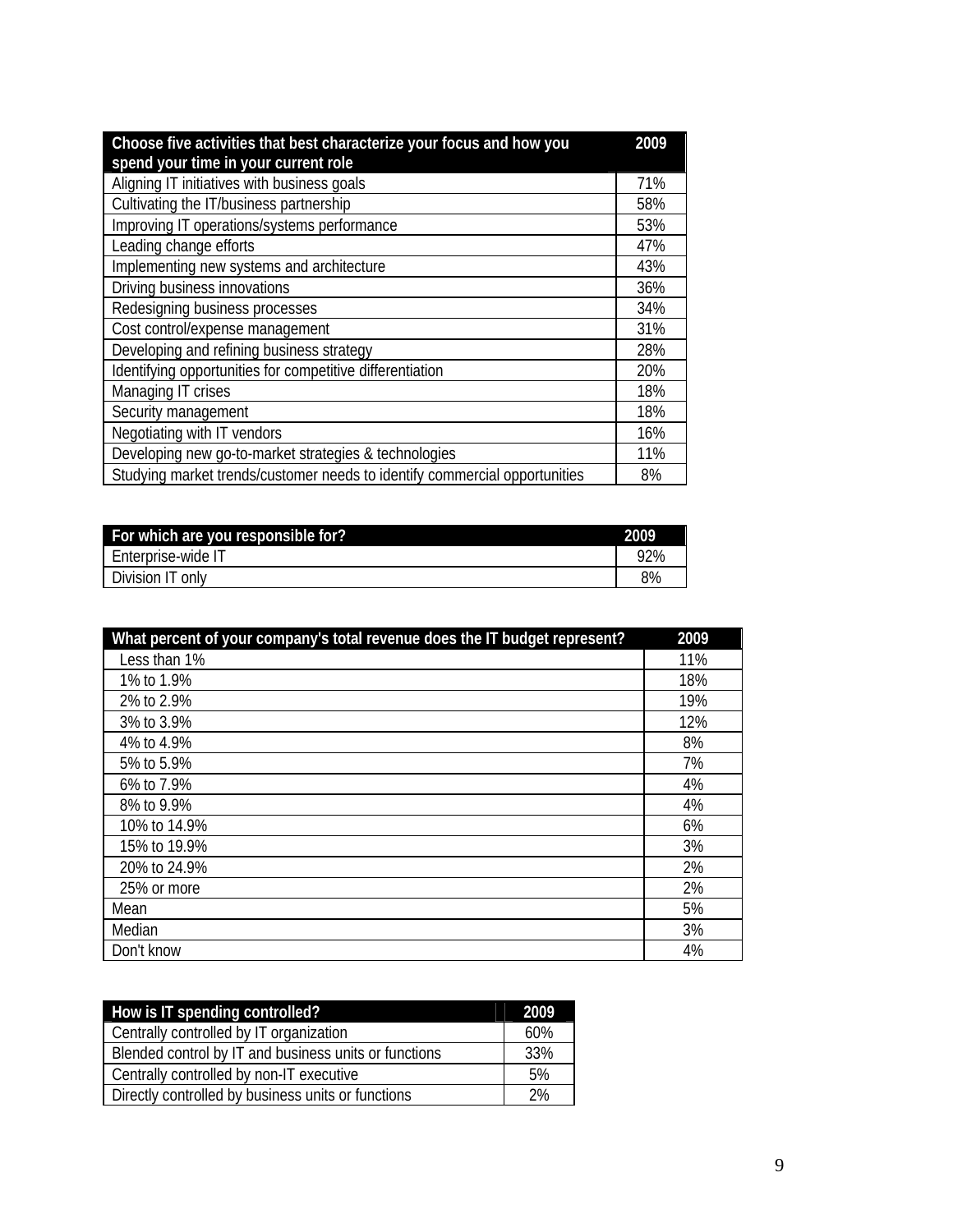| Choose five activities that best characterize your focus and how you spend your time in your current role | 2009 |
|---|---|
| Aligning IT initiatives with business goals | 71% |
| Cultivating the IT/business partnership | 58% |
| Improving IT operations/systems performance | 53% |
| Leading change efforts | 47% |
| Implementing new systems and architecture | 43% |
| Driving business innovations | 36% |
| Redesigning business processes | 34% |
| Cost control/expense management | 31% |
| Developing and refining business strategy | 28% |
| Identifying opportunities for competitive differentiation | 20% |
| Managing IT crises | 18% |
| Security management | 18% |
| Negotiating with IT vendors | 16% |
| Developing new go-to-market strategies & technologies | 11% |
| Studying market trends/customer needs to identify commercial opportunities | 8% |

| For which are you responsible for? | 2009 |
|---|---|
| Enterprise-wide IT | 92% |
| Division IT only | 8% |

| What percent of your company's total revenue does the IT budget represent? | 2009 |
|---|---|
| Less than 1% | 11% |
| 1% to 1.9% | 18% |
| 2% to 2.9% | 19% |
| 3% to 3.9% | 12% |
| 4% to 4.9% | 8% |
| 5% to 5.9% | 7% |
| 6% to 7.9% | 4% |
| 8% to 9.9% | 4% |
| 10% to 14.9% | 6% |
| 15% to 19.9% | 3% |
| 20% to 24.9% | 2% |
| 25% or more | 2% |
| Mean | 5% |
| Median | 3% |
| Don't know | 4% |

| How is IT spending controlled? | 2009 |
|---|---|
| Centrally controlled by IT organization | 60% |
| Blended control by IT and business units or functions | 33% |
| Centrally controlled by non-IT executive | 5% |
| Directly controlled by business units or functions | 2% |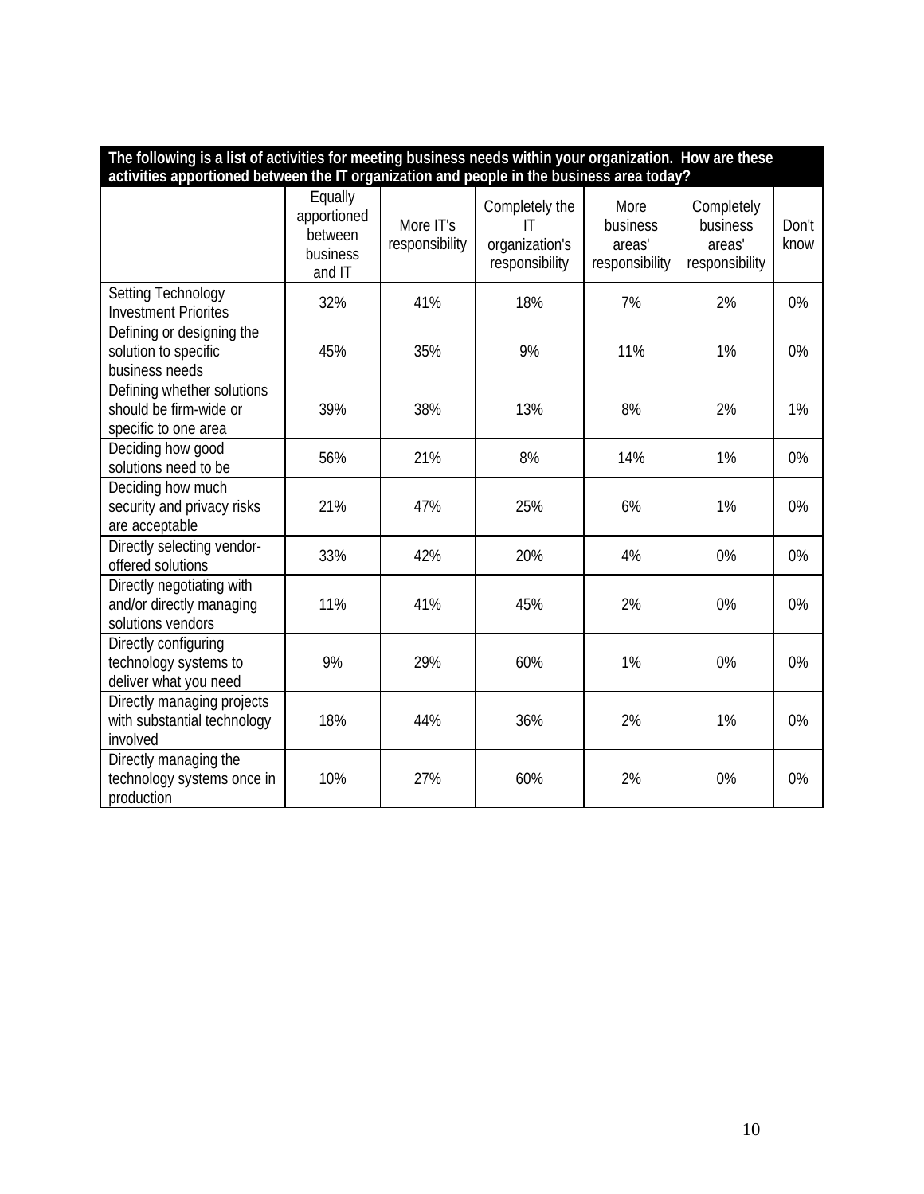**The following is a list of activities for meeting business needs within your organization. How are these activities apportioned between the IT organization and people in the business area today?**

| | Equally apportioned between business and IT | More IT's responsibility | Completely the IT organization's responsibility | More business areas' responsibility | Completely business areas' responsibility | Don't know |
|---|---|---|---|---|---|---|
| Setting Technology Investment Priorites | 32% | 41% | 18% | 7% | 2% | 0% |
| Defining or designing the solution to specific business needs | 45% | 35% | 9% | 11% | 1% | 0% |
| Defining whether solutions should be firm-wide or specific to one area | 39% | 38% | 13% | 8% | 2% | 1% |
| Deciding how good solutions need to be | 56% | 21% | 8% | 14% | 1% | 0% |
| Deciding how much security and privacy risks are acceptable | 21% | 47% | 25% | 6% | 1% | 0% |
| Directly selecting vendor-offered solutions | 33% | 42% | 20% | 4% | 0% | 0% |
| Directly negotiating with and/or directly managing solutions vendors | 11% | 41% | 45% | 2% | 0% | 0% |
| Directly configuring technology systems to deliver what you need | 9% | 29% | 60% | 1% | 0% | 0% |
| Directly managing projects with substantial technology involved | 18% | 44% | 36% | 2% | 1% | 0% |
| Directly managing the technology systems once in production | 10% | 27% | 60% | 2% | 0% | 0% |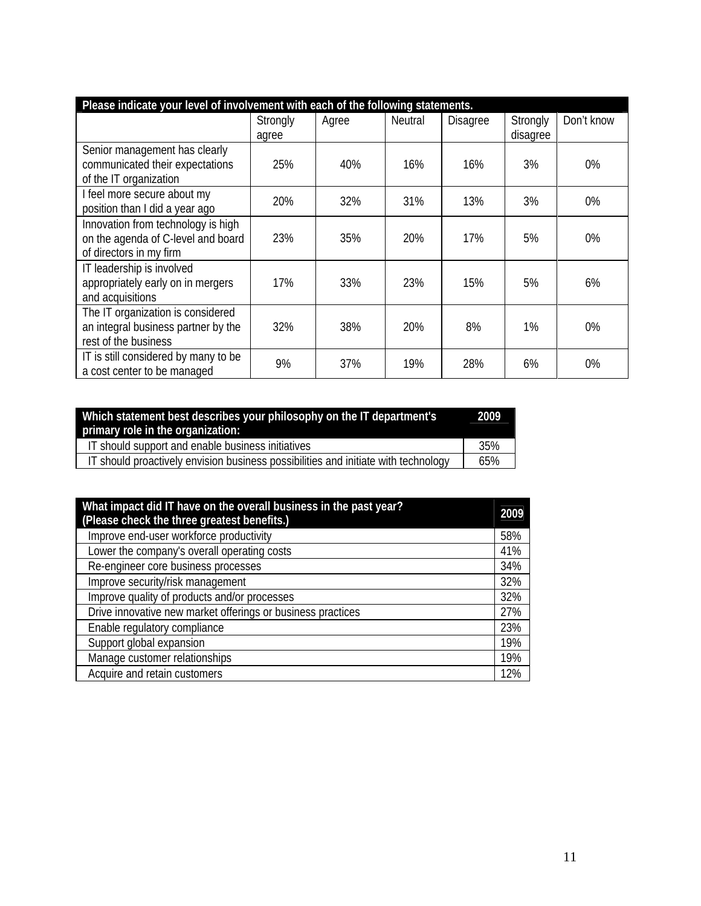| Please indicate your level of involvement with each of the following statements. | Strongly agree | Agree | Neutral | Disagree | Strongly disagree | Don't know |
|---|---|---|---|---|---|---|
| Senior management has clearly communicated their expectations of the IT organization | 25% | 40% | 16% | 16% | 3% | 0% |
| I feel more secure about my position than I did a year ago | 20% | 32% | 31% | 13% | 3% | 0% |
| Innovation from technology is high on the agenda of C-level and board of directors in my firm | 23% | 35% | 20% | 17% | 5% | 0% |
| IT leadership is involved appropriately early on in mergers and acquisitions | 17% | 33% | 23% | 15% | 5% | 6% |
| The IT organization is considered an integral business partner by the rest of the business | 32% | 38% | 20% | 8% | 1% | 0% |
| IT is still considered by many to be a cost center to be managed | 9% | 37% | 19% | 28% | 6% | 0% |

| Which statement best describes your philosophy on the IT department's primary role in the organization: | 2009 |
|---|---|
| IT should support and enable business initiatives | 35% |
| IT should proactively envision business possibilities and initiate with technology | 65% |

| What impact did IT have on the overall business in the past year? (Please check the three greatest benefits.) | 2009 |
|---|---|
| Improve end-user workforce productivity | 58% |
| Lower the company's overall operating costs | 41% |
| Re-engineer core business processes | 34% |
| Improve security/risk management | 32% |
| Improve quality of products and/or processes | 32% |
| Drive innovative new market offerings or business practices | 27% |
| Enable regulatory compliance | 23% |
| Support global expansion | 19% |
| Manage customer relationships | 19% |
| Acquire and retain customers | 12% |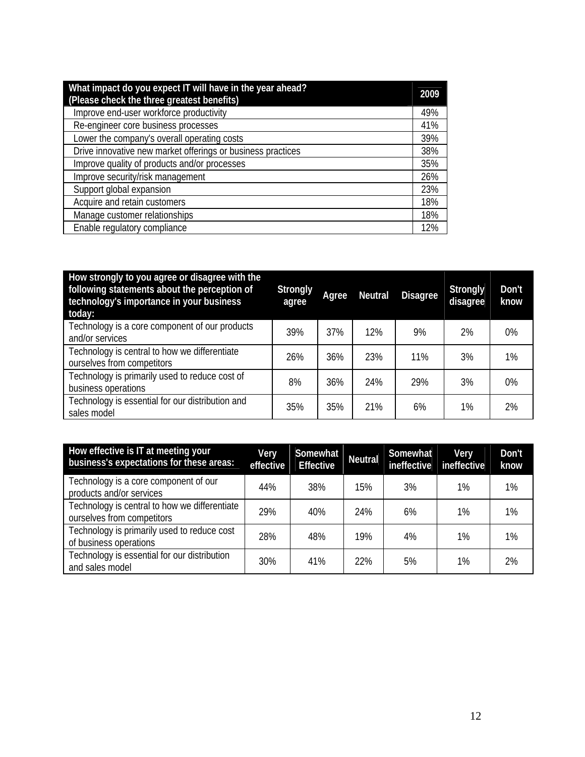| What impact do you expect IT will have in the year ahead? (Please check the three greatest benefits) | 2009 |
|---|---|
| Improve end-user workforce productivity | 49% |
| Re-engineer core business processes | 41% |
| Lower the company's overall operating costs | 39% |
| Drive innovative new market offerings or business practices | 38% |
| Improve quality of products and/or processes | 35% |
| Improve security/risk management | 26% |
| Support global expansion | 23% |
| Acquire and retain customers | 18% |
| Manage customer relationships | 18% |
| Enable regulatory compliance | 12% |

| How strongly to you agree or disagree with the following statements about the perception of technology's importance in your business today: | Strongly agree | Agree | Neutral | Disagree | Strongly disagree | Don't know |
|---|---|---|---|---|---|---|
| Technology is a core component of our products and/or services | 39% | 37% | 12% | 9% | 2% | 0% |
| Technology is central to how we differentiate ourselves from competitors | 26% | 36% | 23% | 11% | 3% | 1% |
| Technology is primarily used to reduce cost of business operations | 8% | 36% | 24% | 29% | 3% | 0% |
| Technology is essential for our distribution and sales model | 35% | 35% | 21% | 6% | 1% | 2% |

| How effective is IT at meeting your business's expectations for these areas: | Very effective | Somewhat Effective | Neutral | Somewhat ineffective | Very ineffective | Don't know |
|---|---|---|---|---|---|---|
| Technology is a core component of our products and/or services | 44% | 38% | 15% | 3% | 1% | 1% |
| Technology is central to how we differentiate ourselves from competitors | 29% | 40% | 24% | 6% | 1% | 1% |
| Technology is primarily used to reduce cost of business operations | 28% | 48% | 19% | 4% | 1% | 1% |
| Technology is essential for our distribution and sales model | 30% | 41% | 22% | 5% | 1% | 2% |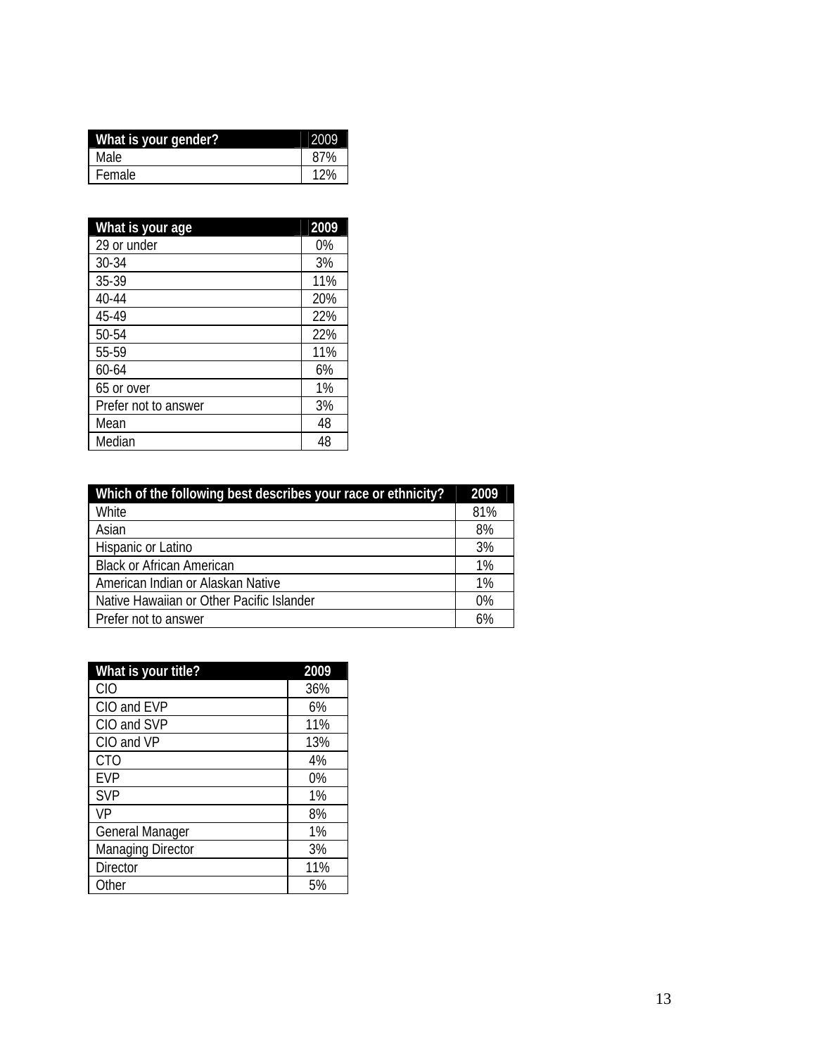| What is your gender? | 2009 |
|---|---|
| Male | 87% |
| Female | 12% |

| What is your age | 2009 |
|---|---|
| 29 or under | 0% |
| 30-34 | 3% |
| 35-39 | 11% |
| 40-44 | 20% |
| 45-49 | 22% |
| 50-54 | 22% |
| 55-59 | 11% |
| 60-64 | 6% |
| 65 or over | 1% |
| Prefer not to answer | 3% |
| Mean | 48 |
| Median | 48 |

| Which of the following best describes your race or ethnicity? | 2009 |
|---|---|
| White | 81% |
| Asian | 8% |
| Hispanic or Latino | 3% |
| Black or African American | 1% |
| American Indian or Alaskan Native | 1% |
| Native Hawaiian or Other Pacific Islander | 0% |
| Prefer not to answer | 6% |

| What is your title? | 2009 |
|---|---|
| CIO | 36% |
| CIO and EVP | 6% |
| CIO and SVP | 11% |
| CIO and VP | 13% |
| CTO | 4% |
| EVP | 0% |
| SVP | 1% |
| VP | 8% |
| General Manager | 1% |
| Managing Director | 3% |
| Director | 11% |
| Other | 5% |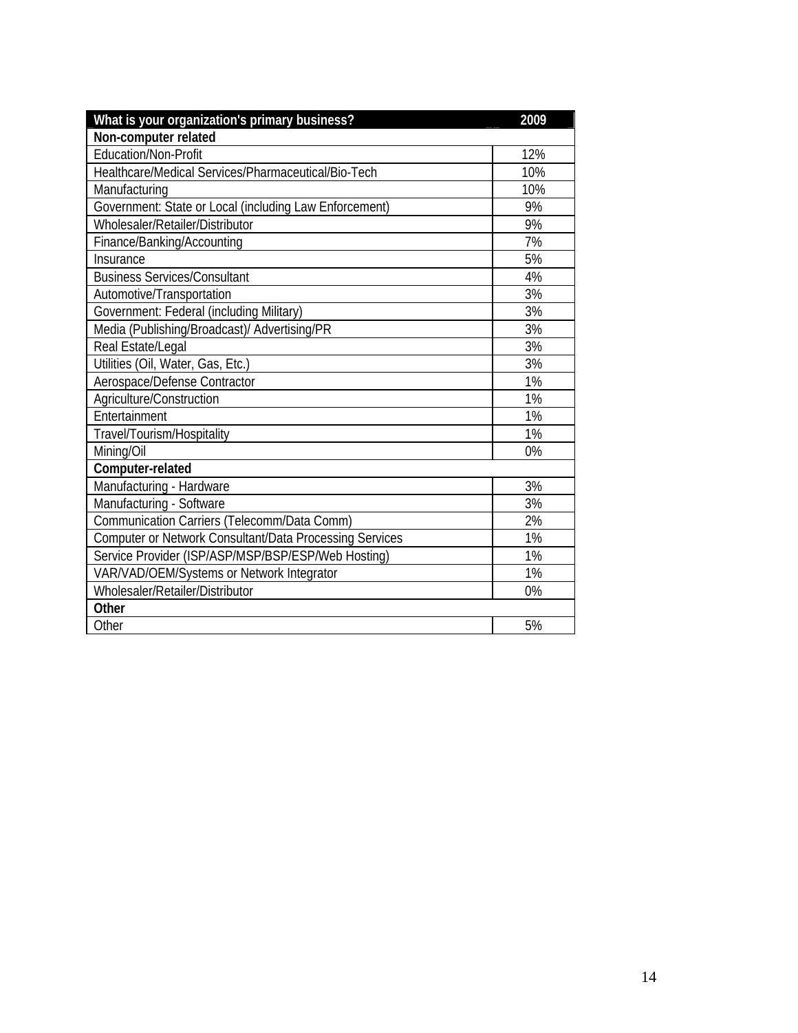| What is your organization's primary business? | 2009 |
|---|---|
| **Non-computer related** | |
| Education/Non-Profit | 12% |
| Healthcare/Medical Services/Pharmaceutical/Bio-Tech | 10% |
| Manufacturing | 10% |
| Government: State or Local (including Law Enforcement) | 9% |
| Wholesaler/Retailer/Distributor | 9% |
| Finance/Banking/Accounting | 7% |
| Insurance | 5% |
| Business Services/Consultant | 4% |
| Automotive/Transportation | 3% |
| Government: Federal (including Military) | 3% |
| Media (Publishing/Broadcast)/ Advertising/PR | 3% |
| Real Estate/Legal | 3% |
| Utilities (Oil, Water, Gas, Etc.) | 3% |
| Aerospace/Defense Contractor | 1% |
| Agriculture/Construction | 1% |
| Entertainment | 1% |
| Travel/Tourism/Hospitality | 1% |
| Mining/Oil | 0% |
| **Computer-related** | |
| Manufacturing - Hardware | 3% |
| Manufacturing - Software | 3% |
| Communication Carriers (Telecomm/Data Comm) | 2% |
| Computer or Network Consultant/Data Processing Services | 1% |
| Service Provider (ISP/ASP/MSP/BSP/ESP/Web Hosting) | 1% |
| VAR/VAD/OEM/Systems or Network Integrator | 1% |
| Wholesaler/Retailer/Distributor | 0% |
| **Other** | |
| Other | 5% |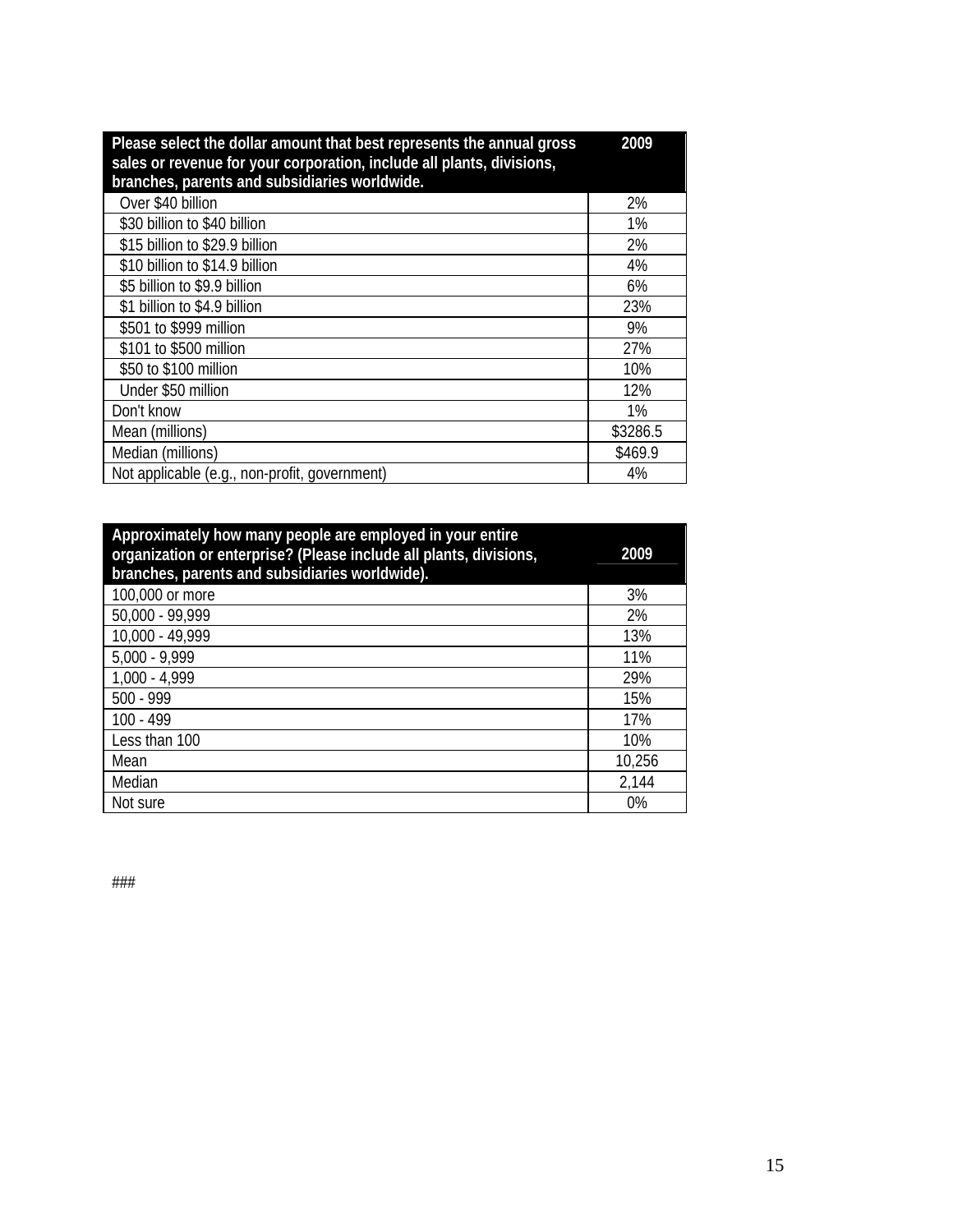| Please select the dollar amount that best represents the annual gross sales or revenue for your corporation, include all plants, divisions, branches, parents and subsidiaries worldwide. | 2009 |
| --- | --- |
| Over $40 billion | 2% |
| $30 billion to $40 billion | 1% |
| $15 billion to $29.9 billion | 2% |
| $10 billion to $14.9 billion | 4% |
| $5 billion to $9.9 billion | 6% |
| $1 billion to $4.9 billion | 23% |
| $501 to $999 million | 9% |
| $101 to $500 million | 27% |
| $50 to $100 million | 10% |
| Under $50 million | 12% |
| Don't know | 1% |
| Mean (millions) | $3286.5 |
| Median (millions) | $469.9 |
| Not applicable (e.g., non-profit, government) | 4% |

| Approximately how many people are employed in your entire organization or enterprise? (Please include all plants, divisions, branches, parents and subsidiaries worldwide). | 2009 |
| --- | --- |
| 100,000 or more | 3% |
| 50,000 - 99,999 | 2% |
| 10,000 - 49,999 | 13% |
| 5,000 - 9,999 | 11% |
| 1,000 - 4,999 | 29% |
| 500 - 999 | 15% |
| 100 - 499 | 17% |
| Less than 100 | 10% |
| Mean | 10,256 |
| Median | 2,144 |
| Not sure | 0% |

###